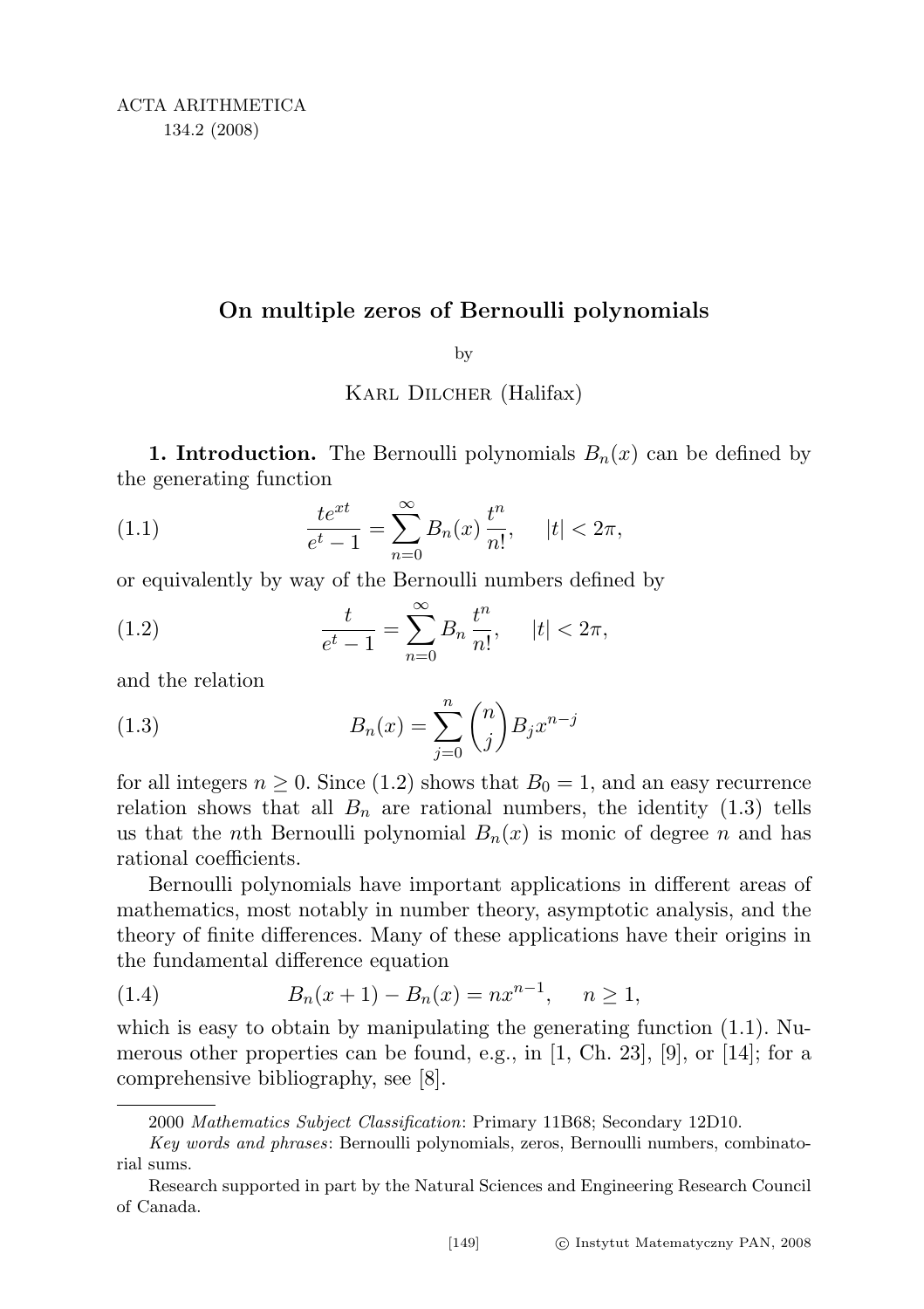# On multiple zeros of Bernoulli polynomials

by

Karl Dilcher (Halifax)

**1. Introduction.** The Bernoulli polynomials $B_n(x)$ can be defined by the generating function

$$\frac{te^{xt}}{e^t - 1} = \sum_{n=0}^{\infty} B_n(x) \frac{t^n}{n!}, \qquad |t| < 2\pi, \tag{1.1}$$

or equivalently by way of the Bernoulli numbers defined by

$$\frac{t}{e^t - 1} = \sum_{n=0}^{\infty} B_n \frac{t^n}{n!}, \qquad |t| < 2\pi, \tag{1.2}$$

and the relation

$$B_n(x) = \sum_{j=0}^{n} \binom{n}{j} B_j x^{n-j} \tag{1.3}$$

for all integers $n \geq 0$. Since (1.2) shows that $B_0 = 1$, and an easy recurrence relation shows that all $B_n$ are rational numbers, the identity (1.3) tells us that the $n$th Bernoulli polynomial $B_n(x)$ is monic of degree $n$ and has rational coefficients.

Bernoulli polynomials have important applications in different areas of mathematics, most notably in number theory, asymptotic analysis, and the theory of finite differences. Many of these applications have their origins in the fundamental difference equation

$$B_n(x+1) - B_n(x) = nx^{n-1}, \qquad n \geq 1, \tag{1.4}$$

which is easy to obtain by manipulating the generating function (1.1). Numerous other properties can be found, e.g., in [1, Ch. 23], [9], or [14]; for a comprehensive bibliography, see [8].

---

2000 *Mathematics Subject Classification*: Primary 11B68; Secondary 12D10.

*Key words and phrases*: Bernoulli polynomials, zeros, Bernoulli numbers, combinatorial sums.

Research supported in part by the Natural Sciences and Engineering Research Council of Canada.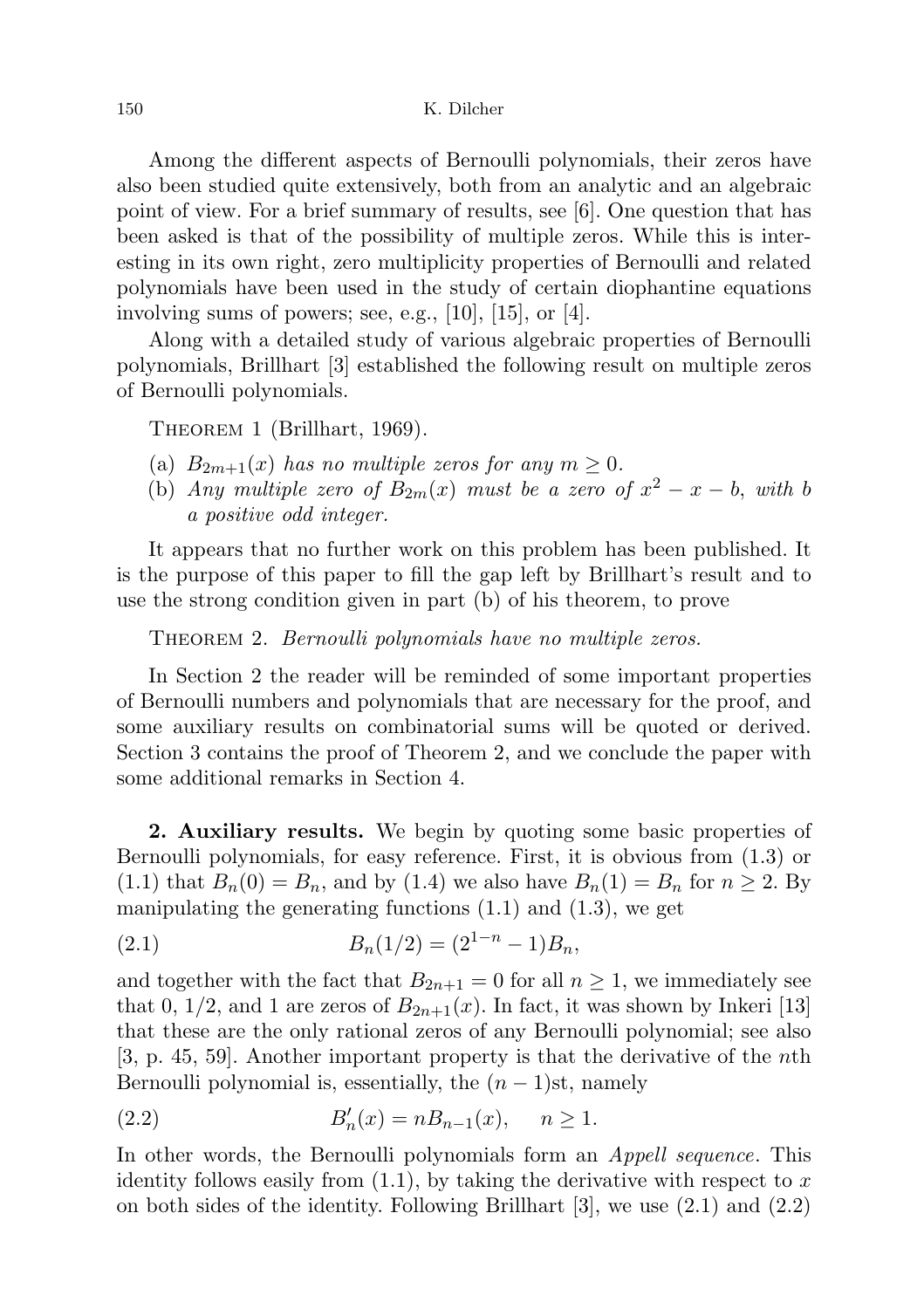Among the different aspects of Bernoulli polynomials, their zeros have also been studied quite extensively, both from an analytic and an algebraic point of view. For a brief summary of results, see [6]. One question that has been asked is that of the possibility of multiple zeros. While this is interesting in its own right, zero multiplicity properties of Bernoulli and related polynomials have been used in the study of certain diophantine equations involving sums of powers; see, e.g., [10], [15], or [4].

Along with a detailed study of various algebraic properties of Bernoulli polynomials, Brillhart [3] established the following result on multiple zeros of Bernoulli polynomials.

Theorem 1 (Brillhart, 1969).

(a) *$B_{2m+1}(x)$ has no multiple zeros for any $m \geq 0$.*
(b) *Any multiple zero of $B_{2m}(x)$ must be a zero of $x^2 - x - b$, with $b$ a positive odd integer.*

It appears that no further work on this problem has been published. It is the purpose of this paper to fill the gap left by Brillhart's result and to use the strong condition given in part (b) of his theorem, to prove

Theorem 2. *Bernoulli polynomials have no multiple zeros.*

In Section 2 the reader will be reminded of some important properties of Bernoulli numbers and polynomials that are necessary for the proof, and some auxiliary results on combinatorial sums will be quoted or derived. Section 3 contains the proof of Theorem 2, and we conclude the paper with some additional remarks in Section 4.

**2. Auxiliary results.** We begin by quoting some basic properties of Bernoulli polynomials, for easy reference. First, it is obvious from (1.3) or (1.1) that $B_n(0) = B_n$, and by (1.4) we also have $B_n(1) = B_n$ for $n \geq 2$. By manipulating the generating functions (1.1) and (1.3), we get

$$B_n(1/2) = (2^{1-n} - 1)B_n, \tag{2.1}$$

and together with the fact that $B_{2n+1} = 0$ for all $n \geq 1$, we immediately see that 0, 1/2, and 1 are zeros of $B_{2n+1}(x)$. In fact, it was shown by Inkeri [13] that these are the only rational zeros of any Bernoulli polynomial; see also [3, p. 45, 59]. Another important property is that the derivative of the $n$th Bernoulli polynomial is, essentially, the $(n-1)$st, namely

$$B_n'(x) = nB_{n-1}(x), \qquad n \geq 1. \tag{2.2}$$

In other words, the Bernoulli polynomials form an *Appell sequence*. This identity follows easily from (1.1), by taking the derivative with respect to $x$ on both sides of the identity. Following Brillhart [3], we use (2.1) and (2.2)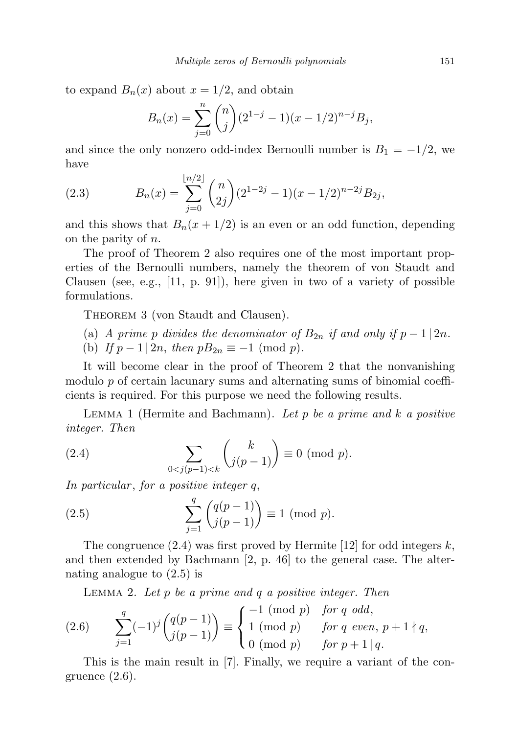to expand $B_n(x)$ about $x = 1/2$, and obtain

$$B_n(x) = \sum_{j=0}^{n} \binom{n}{j} (2^{1-j} - 1)(x - 1/2)^{n-j} B_j,$$

and since the only nonzero odd-index Bernoulli number is $B_1 = -1/2$, we have

$$B_n(x) = \sum_{j=0}^{\lfloor n/2 \rfloor} \binom{n}{2j} (2^{1-2j} - 1)(x - 1/2)^{n-2j} B_{2j}, \tag{2.3}$$

and this shows that $B_n(x + 1/2)$ is an even or an odd function, depending on the parity of $n$.

The proof of Theorem 2 also requires one of the most important properties of the Bernoulli numbers, namely the theorem of von Staudt and Clausen (see, e.g., [11, p. 91]), here given in two of a variety of possible formulations.

Theorem 3 (von Staudt and Clausen).

(a) *A prime $p$ divides the denominator of $B_{2n}$ if and only if $p - 1 \mid 2n$.*
(b) *If $p - 1 \mid 2n$, then $pB_{2n} \equiv -1 \pmod{p}$.*

It will become clear in the proof of Theorem 2 that the nonvanishing modulo $p$ of certain lacunary sums and alternating sums of binomial coefficients is required. For this purpose we need the following results.

Lemma 1 (Hermite and Bachmann). *Let $p$ be a prime and $k$ a positive integer. Then*

$$\sum_{0 < j(p-1) < k} \binom{k}{j(p-1)} \equiv 0 \pmod{p}. \tag{2.4}$$

*In particular, for a positive integer $q$,*

$$\sum_{j=1}^{q} \binom{q(p-1)}{j(p-1)} \equiv 1 \pmod{p}. \tag{2.5}$$

The congruence (2.4) was first proved by Hermite [12] for odd integers $k$, and then extended by Bachmann [2, p. 46] to the general case. The alternating analogue to (2.5) is

Lemma 2. *Let $p$ be a prime and $q$ a positive integer. Then*

$$\sum_{j=1}^{q} (-1)^j \binom{q(p-1)}{j(p-1)} \equiv \begin{cases} -1 \pmod{p} & \text{for } q \text{ odd}, \\ 1 \pmod{p} & \text{for } q \text{ even},\ p+1 \nmid q, \\ 0 \pmod{p} & \text{for } p+1 \mid q. \end{cases} \tag{2.6}$$

This is the main result in [7]. Finally, we require a variant of the congruence (2.6).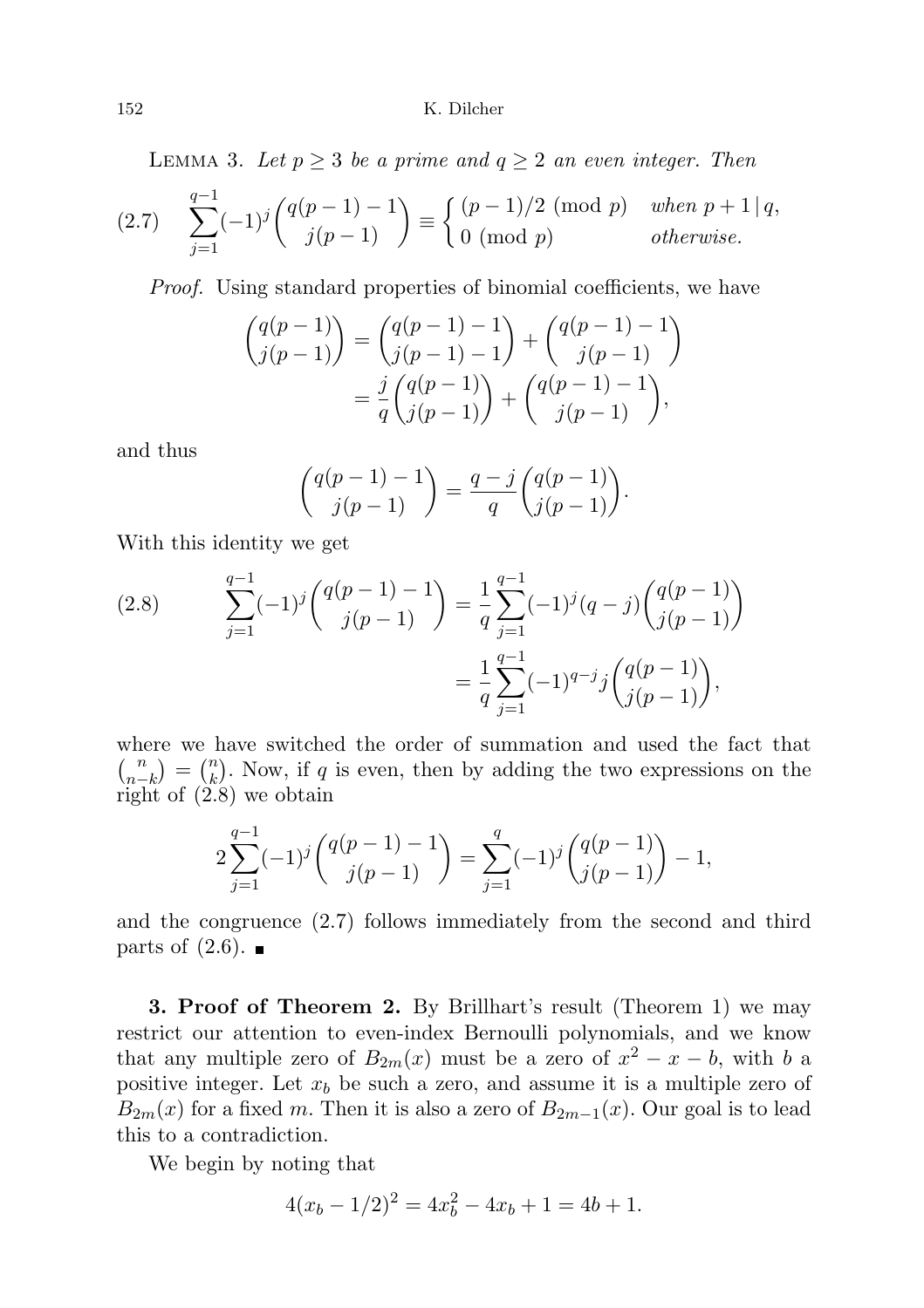LEMMA 3. *Let $p \geq 3$ be a prime and $q \geq 2$ an even integer. Then*

$$\sum_{j=1}^{q-1}(-1)^j\binom{q(p-1)-1}{j(p-1)} \equiv \begin{cases} (p-1)/2 \pmod p & \text{when } p+1 \mid q, \\ 0 \pmod p & \text{otherwise.} \end{cases} \tag{2.7}$$

*Proof.* Using standard properties of binomial coefficients, we have

$$\begin{aligned}\binom{q(p-1)}{j(p-1)} &= \binom{q(p-1)-1}{j(p-1)-1} + \binom{q(p-1)-1}{j(p-1)} \\ &= \frac{j}{q}\binom{q(p-1)}{j(p-1)} + \binom{q(p-1)-1}{j(p-1)},\end{aligned}$$

and thus

$$\binom{q(p-1)-1}{j(p-1)} = \frac{q-j}{q}\binom{q(p-1)}{j(p-1)}.$$

With this identity we get

$$\begin{aligned}\sum_{j=1}^{q-1}(-1)^j\binom{q(p-1)-1}{j(p-1)} &= \frac{1}{q}\sum_{j=1}^{q-1}(-1)^j(q-j)\binom{q(p-1)}{j(p-1)} \\ &= \frac{1}{q}\sum_{j=1}^{q-1}(-1)^{q-j}j\binom{q(p-1)}{j(p-1)},\end{aligned} \tag{2.8}$$

where we have switched the order of summation and used the fact that $\binom{n}{n-k} = \binom{n}{k}$. Now, if $q$ is even, then by adding the two expressions on the right of (2.8) we obtain

$$2\sum_{j=1}^{q-1}(-1)^j\binom{q(p-1)-1}{j(p-1)} = \sum_{j=1}^{q}(-1)^j\binom{q(p-1)}{j(p-1)} - 1,$$

and the congruence (2.7) follows immediately from the second and third parts of (2.6). ∎

**3. Proof of Theorem 2.** By Brillhart's result (Theorem 1) we may restrict our attention to even-index Bernoulli polynomials, and we know that any multiple zero of $B_{2m}(x)$ must be a zero of $x^2 - x - b$, with $b$ a positive integer. Let $x_b$ be such a zero, and assume it is a multiple zero of $B_{2m}(x)$ for a fixed $m$. Then it is also a zero of $B_{2m-1}(x)$. Our goal is to lead this to a contradiction.

We begin by noting that

$$4(x_b - 1/2)^2 = 4x_b^2 - 4x_b + 1 = 4b + 1.$$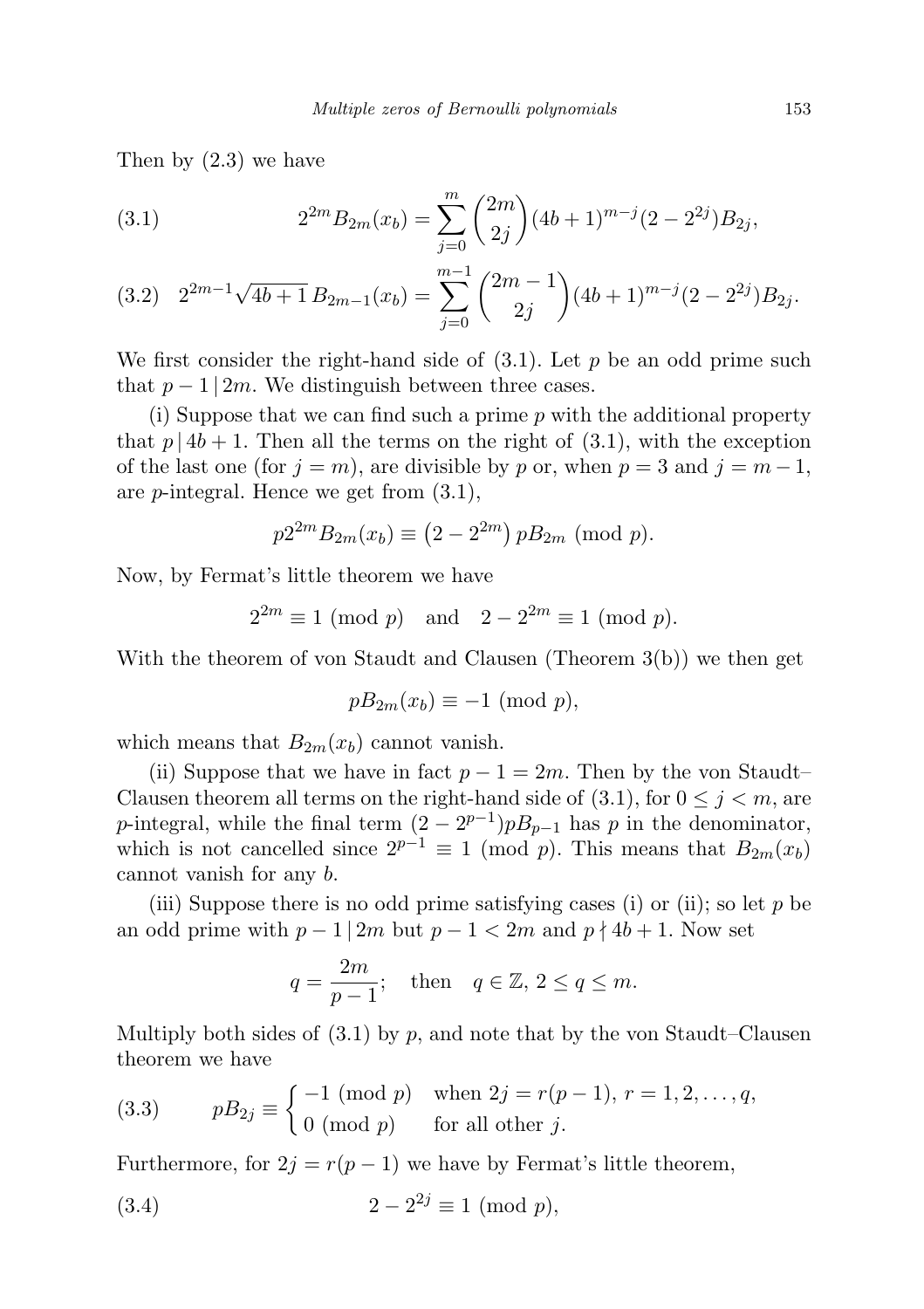Then by (2.3) we have

$$2^{2m} B_{2m}(x_b) = \sum_{j=0}^{m} \binom{2m}{2j} (4b+1)^{m-j} (2 - 2^{2j}) B_{2j}, \tag{3.1}$$

$$2^{2m-1}\sqrt{4b+1}\, B_{2m-1}(x_b) = \sum_{j=0}^{m-1} \binom{2m-1}{2j} (4b+1)^{m-j} (2 - 2^{2j}) B_{2j}. \tag{3.2}$$

We first consider the right-hand side of (3.1). Let $p$ be an odd prime such that $p-1 \mid 2m$. We distinguish between three cases.

(i) Suppose that we can find such a prime $p$ with the additional property that $p \mid 4b+1$. Then all the terms on the right of (3.1), with the exception of the last one (for $j = m$), are divisible by $p$ or, when $p = 3$ and $j = m-1$, are $p$-integral. Hence we get from (3.1),

$$p 2^{2m} B_{2m}(x_b) \equiv \left(2 - 2^{2m}\right) p B_{2m} \pmod{p}.$$

Now, by Fermat's little theorem we have

$$2^{2m} \equiv 1 \pmod{p} \quad \text{and} \quad 2 - 2^{2m} \equiv 1 \pmod{p}.$$

With the theorem of von Staudt and Clausen (Theorem 3(b)) we then get

$$p B_{2m}(x_b) \equiv -1 \pmod{p},$$

which means that $B_{2m}(x_b)$ cannot vanish.

(ii) Suppose that we have in fact $p - 1 = 2m$. Then by the von Staudt–Clausen theorem all terms on the right-hand side of (3.1), for $0 \le j < m$, are $p$-integral, while the final term $(2 - 2^{p-1}) p B_{p-1}$ has $p$ in the denominator, which is not cancelled since $2^{p-1} \equiv 1 \pmod{p}$. This means that $B_{2m}(x_b)$ cannot vanish for any $b$.

(iii) Suppose there is no odd prime satisfying cases (i) or (ii); so let $p$ be an odd prime with $p - 1 \mid 2m$ but $p - 1 < 2m$ and $p \nmid 4b+1$. Now set

$$q = \frac{2m}{p-1}; \quad \text{then} \quad q \in \mathbb{Z},\ 2 \le q \le m.$$

Multiply both sides of (3.1) by $p$, and note that by the von Staudt–Clausen theorem we have

$$p B_{2j} \equiv \begin{cases} -1 \pmod{p} & \text{when } 2j = r(p-1),\ r = 1, 2, \ldots, q, \\ 0 \pmod{p} & \text{for all other } j. \end{cases} \tag{3.3}$$

Furthermore, for $2j = r(p-1)$ we have by Fermat's little theorem,

$$2 - 2^{2j} \equiv 1 \pmod{p}, \tag{3.4}$$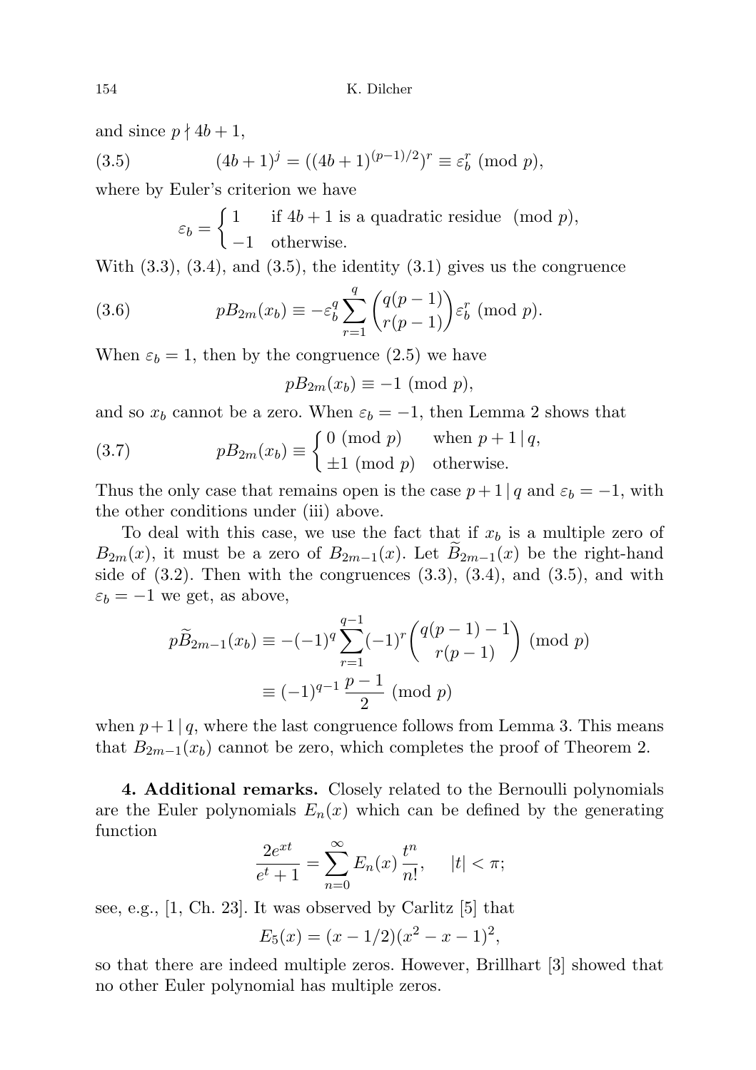and since $p \nmid 4b+1$,

$$(4b+1)^j = ((4b+1)^{(p-1)/2})^r \equiv \varepsilon_b^r \pmod p, \tag{3.5}$$

where by Euler's criterion we have

$$\varepsilon_b = \begin{cases} 1 & \text{if } 4b+1 \text{ is a quadratic residue } \pmod p, \\ -1 & \text{otherwise.} \end{cases}$$

With (3.3), (3.4), and (3.5), the identity (3.1) gives us the congruence

$$pB_{2m}(x_b) \equiv -\varepsilon_b^q \sum_{r=1}^{q} \binom{q(p-1)}{r(p-1)} \varepsilon_b^r \pmod p. \tag{3.6}$$

When $\varepsilon_b = 1$, then by the congruence (2.5) we have

$$pB_{2m}(x_b) \equiv -1 \pmod p,$$

and so $x_b$ cannot be a zero. When $\varepsilon_b = -1$, then Lemma 2 shows that

$$pB_{2m}(x_b) \equiv \begin{cases} 0 \pmod p & \text{when } p+1 \mid q, \\ \pm 1 \pmod p & \text{otherwise.} \end{cases} \tag{3.7}$$

Thus the only case that remains open is the case $p+1 \mid q$ and $\varepsilon_b = -1$, with the other conditions under (iii) above.

To deal with this case, we use the fact that if $x_b$ is a multiple zero of $B_{2m}(x)$, it must be a zero of $B_{2m-1}(x)$. Let $\widetilde{B}_{2m-1}(x)$ be the right-hand side of (3.2). Then with the congruences (3.3), (3.4), and (3.5), and with $\varepsilon_b = -1$ we get, as above,

$$\begin{aligned} p\widetilde{B}_{2m-1}(x_b) &\equiv -(-1)^q \sum_{r=1}^{q-1} (-1)^r \binom{q(p-1)-1}{r(p-1)} \pmod p \\ &\equiv (-1)^{q-1} \frac{p-1}{2} \pmod p \end{aligned}$$

when $p+1 \mid q$, where the last congruence follows from Lemma 3. This means that $B_{2m-1}(x_b)$ cannot be zero, which completes the proof of Theorem 2.

**4. Additional remarks.** Closely related to the Bernoulli polynomials are the Euler polynomials $E_n(x)$ which can be defined by the generating function

$$\frac{2e^{xt}}{e^t+1} = \sum_{n=0}^{\infty} E_n(x) \frac{t^n}{n!}, \qquad |t| < \pi;$$

see, e.g., [1, Ch. 23]. It was observed by Carlitz [5] that

$$E_5(x) = (x-1/2)(x^2-x-1)^2,$$

so that there are indeed multiple zeros. However, Brillhart [3] showed that no other Euler polynomial has multiple zeros.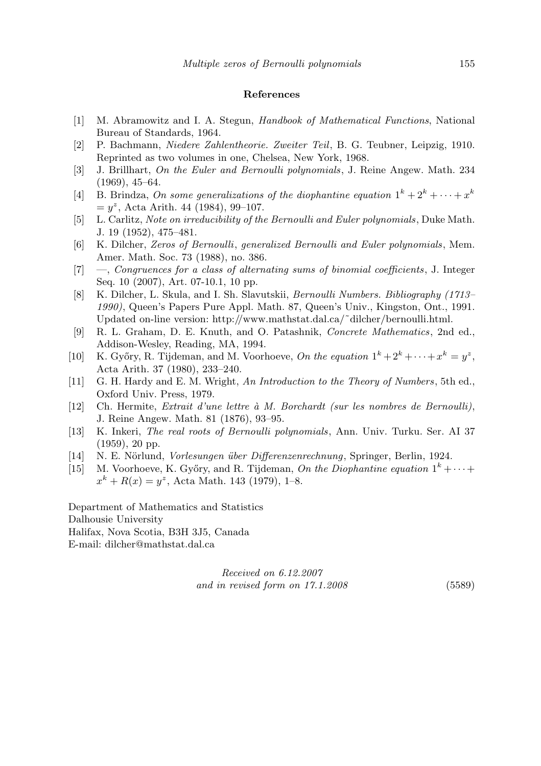## References

[1] M. Abramowitz and I. A. Stegun, *Handbook of Mathematical Functions*, National Bureau of Standards, 1964.

[2] P. Bachmann, *Niedere Zahlentheorie. Zweiter Teil*, B. G. Teubner, Leipzig, 1910. Reprinted as two volumes in one, Chelsea, New York, 1968.

[3] J. Brillhart, *On the Euler and Bernoulli polynomials*, J. Reine Angew. Math. 234 (1969), 45–64.

[4] B. Brindza, *On some generalizations of the diophantine equation* $1^k + 2^k + \cdots + x^k = y^z$, Acta Arith. 44 (1984), 99–107.

[5] L. Carlitz, *Note on irreducibility of the Bernoulli and Euler polynomials*, Duke Math. J. 19 (1952), 475–481.

[6] K. Dilcher, *Zeros of Bernoulli, generalized Bernoulli and Euler polynomials*, Mem. Amer. Math. Soc. 73 (1988), no. 386.

[7] —, *Congruences for a class of alternating sums of binomial coefficients*, J. Integer Seq. 10 (2007), Art. 07-10.1, 10 pp.

[8] K. Dilcher, L. Skula, and I. Sh. Slavutskii, *Bernoulli Numbers. Bibliography (1713–1990)*, Queen's Papers Pure Appl. Math. 87, Queen's Univ., Kingston, Ont., 1991. Updated on-line version: http://www.mathstat.dal.ca/~dilcher/bernoulli.html.

[9] R. L. Graham, D. E. Knuth, and O. Patashnik, *Concrete Mathematics*, 2nd ed., Addison-Wesley, Reading, MA, 1994.

[10] K. Győry, R. Tijdeman, and M. Voorhoeve, *On the equation* $1^k + 2^k + \cdots + x^k = y^z$, Acta Arith. 37 (1980), 233–240.

[11] G. H. Hardy and E. M. Wright, *An Introduction to the Theory of Numbers*, 5th ed., Oxford Univ. Press, 1979.

[12] Ch. Hermite, *Extrait d'une lettre à M. Borchardt (sur les nombres de Bernoulli)*, J. Reine Angew. Math. 81 (1876), 93–95.

[13] K. Inkeri, *The real roots of Bernoulli polynomials*, Ann. Univ. Turku. Ser. AI 37 (1959), 20 pp.

[14] N. E. Nörlund, *Vorlesungen über Differenzenrechnung*, Springer, Berlin, 1924.

[15] M. Voorhoeve, K. Győry, and R. Tijdeman, *On the Diophantine equation* $1^k + \cdots + x^k + R(x) = y^z$, Acta Math. 143 (1979), 1–8.

Department of Mathematics and Statistics
Dalhousie University
Halifax, Nova Scotia, B3H 3J5, Canada
E-mail: dilcher@mathstat.dal.ca

*Received on 6.12.2007*
*and in revised form on 17.1.2008* (5589)